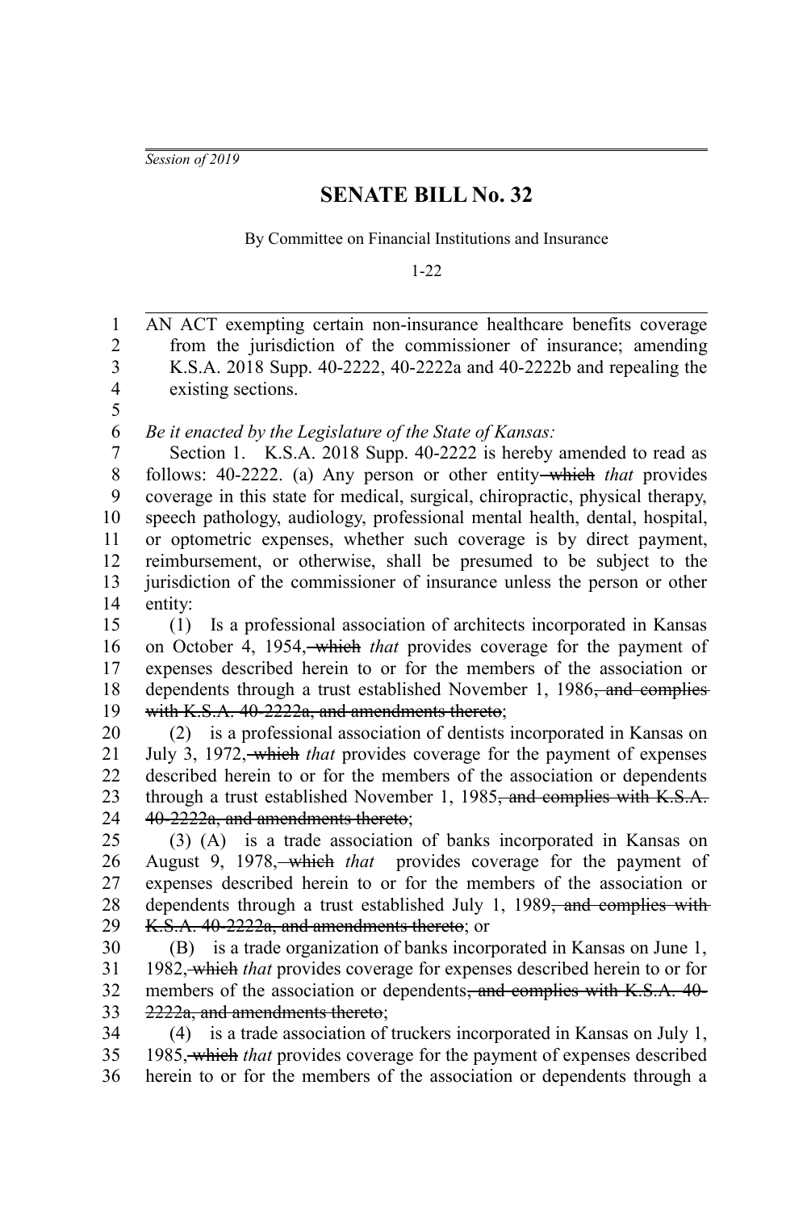*Session of 2019*

# SENATE BILL No. 32

By Committee on Financial Institutions and Insurance

1-22

AN ACT exempting certain non-insurance healthcare benefits coverage from the jurisdiction of the commissioner of insurance; amending K.S.A. 2018 Supp. 40-2222, 40-2222a and 40-2222b and repealing the existing sections.

*Be it enacted by the Legislature of the State of Kansas:*

Section 1. K.S.A. 2018 Supp. 40-2222 is hereby amended to read as follows: 40-2222. (a) Any person or other entity ~~which~~ *that* provides coverage in this state for medical, surgical, chiropractic, physical therapy, speech pathology, audiology, professional mental health, dental, hospital, or optometric expenses, whether such coverage is by direct payment, reimbursement, or otherwise, shall be presumed to be subject to the jurisdiction of the commissioner of insurance unless the person or other entity:

(1) Is a professional association of architects incorporated in Kansas on October 4, 1954, ~~which~~ *that* provides coverage for the payment of expenses described herein to or for the members of the association or dependents through a trust established November 1, 1986~~, and complies with K.S.A. 40-2222a, and amendments thereto~~;

(2) is a professional association of dentists incorporated in Kansas on July 3, 1972, ~~which~~ *that* provides coverage for the payment of expenses described herein to or for the members of the association or dependents through a trust established November 1, 1985~~, and complies with K.S.A. 40-2222a, and amendments thereto~~;

(3) (A) is a trade association of banks incorporated in Kansas on August 9, 1978, ~~which~~ *that* provides coverage for the payment of expenses described herein to or for the members of the association or dependents through a trust established July 1, 1989~~, and complies with K.S.A. 40-2222a, and amendments thereto~~; or

(B) is a trade organization of banks incorporated in Kansas on June 1, 1982, ~~which~~ *that* provides coverage for expenses described herein to or for members of the association or dependents~~, and complies with K.S.A. 40-2222a, and amendments thereto~~;

(4) is a trade association of truckers incorporated in Kansas on July 1, 1985, ~~which~~ *that* provides coverage for the payment of expenses described herein to or for the members of the association or dependents through a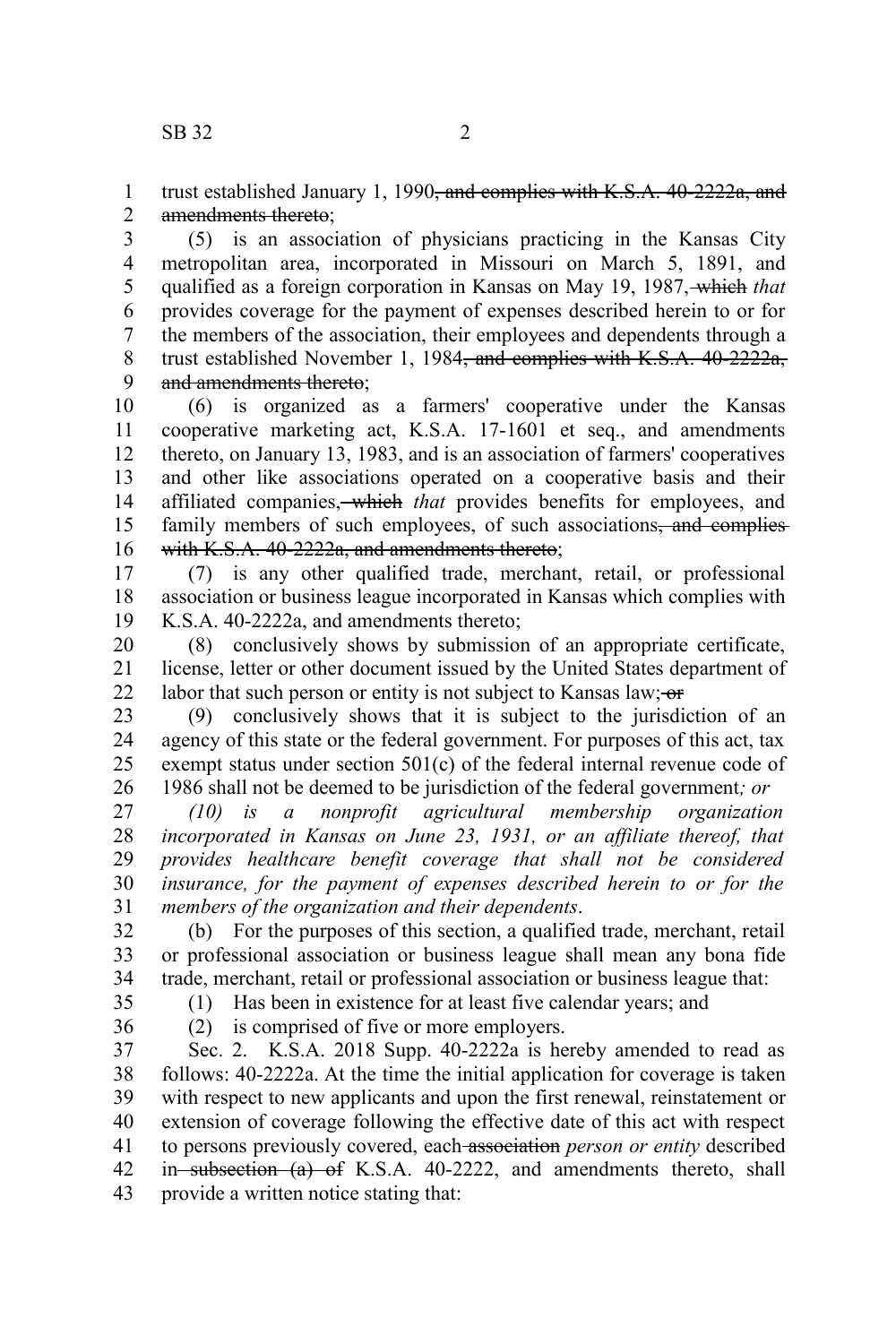trust established January 1, 1990~~, and complies with K.S.A. 40-2222a, and amendments thereto~~;

(5) is an association of physicians practicing in the Kansas City metropolitan area, incorporated in Missouri on March 5, 1891, and qualified as a foreign corporation in Kansas on May 19, 1987~~, which~~ *that* provides coverage for the payment of expenses described herein to or for the members of the association, their employees and dependents through a trust established November 1, 1984~~, and complies with K.S.A. 40-2222a, and amendments thereto~~;

(6) is organized as a farmers' cooperative under the Kansas cooperative marketing act, K.S.A. 17-1601 et seq., and amendments thereto, on January 13, 1983, and is an association of farmers' cooperatives and other like associations operated on a cooperative basis and their affiliated companies~~, which~~ *that* provides benefits for employees, and family members of such employees, of such associations~~, and complies with K.S.A. 40-2222a, and amendments thereto~~;

(7) is any other qualified trade, merchant, retail, or professional association or business league incorporated in Kansas which complies with K.S.A. 40-2222a, and amendments thereto;

(8) conclusively shows by submission of an appropriate certificate, license, letter or other document issued by the United States department of labor that such person or entity is not subject to Kansas law;~~ or~~

(9) conclusively shows that it is subject to the jurisdiction of an agency of this state or the federal government. For purposes of this act, tax exempt status under section 501(c) of the federal internal revenue code of 1986 shall not be deemed to be jurisdiction of the federal government*; or*

*(10) is a nonprofit agricultural membership organization incorporated in Kansas on June 23, 1931, or an affiliate thereof, that provides healthcare benefit coverage that shall not be considered insurance, for the payment of expenses described herein to or for the members of the organization and their dependents*.

(b) For the purposes of this section, a qualified trade, merchant, retail or professional association or business league shall mean any bona fide trade, merchant, retail or professional association or business league that:

(1) Has been in existence for at least five calendar years; and

(2) is comprised of five or more employers.

Sec. 2. K.S.A. 2018 Supp. 40-2222a is hereby amended to read as follows: 40-2222a. At the time the initial application for coverage is taken with respect to new applicants and upon the first renewal, reinstatement or extension of coverage following the effective date of this act with respect to persons previously covered, each~~ association~~ *person or entity* described in~~ subsection (a) of~~ K.S.A. 40-2222, and amendments thereto, shall provide a written notice stating that: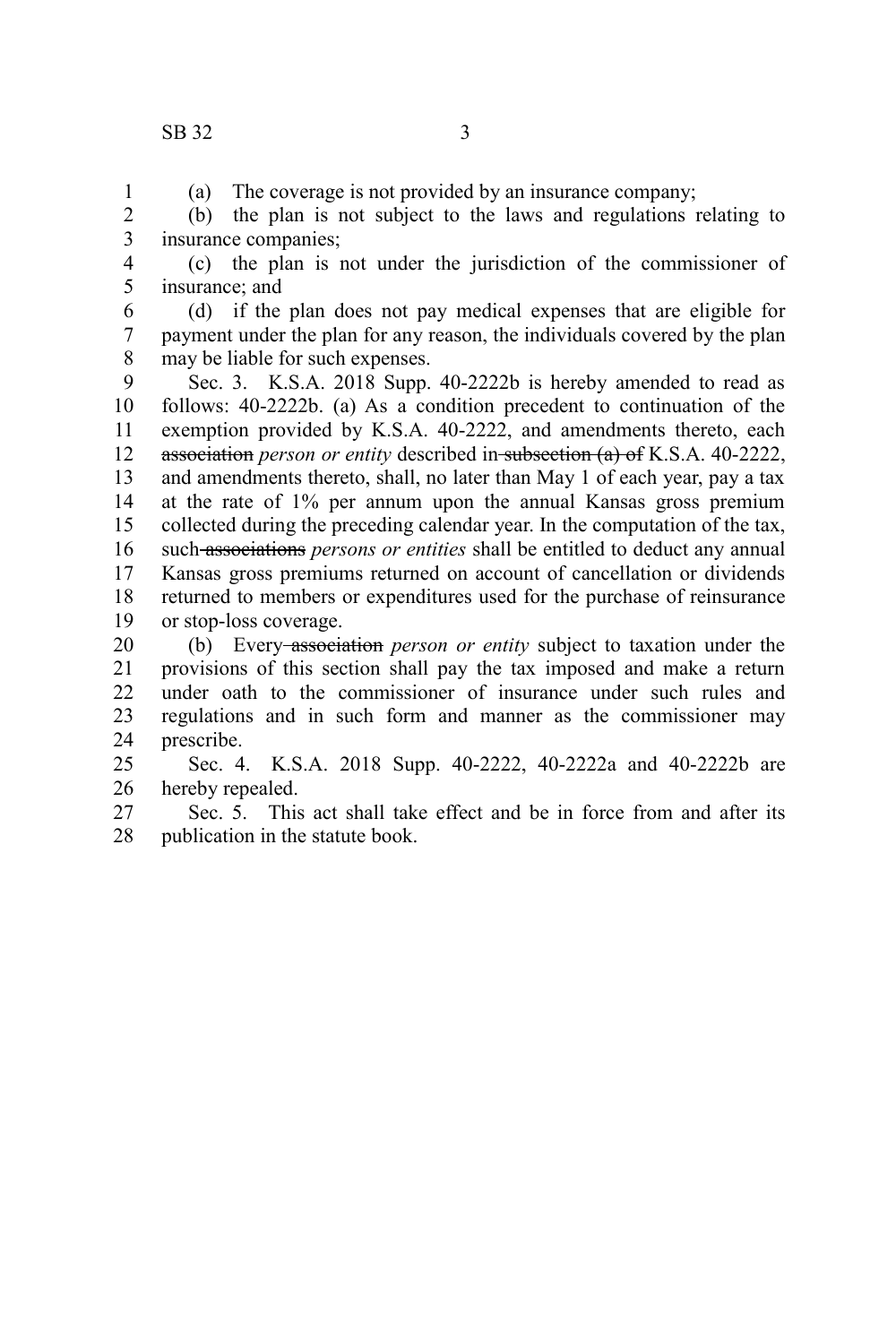(a) The coverage is not provided by an insurance company;

(b) the plan is not subject to the laws and regulations relating to insurance companies;

(c) the plan is not under the jurisdiction of the commissioner of insurance; and

(d) if the plan does not pay medical expenses that are eligible for payment under the plan for any reason, the individuals covered by the plan may be liable for such expenses.

Sec. 3. K.S.A. 2018 Supp. 40-2222b is hereby amended to read as follows: 40-2222b. (a) As a condition precedent to continuation of the exemption provided by K.S.A. 40-2222, and amendments thereto, each ~~association~~ *person or entity* described in ~~subsection (a) of~~ K.S.A. 40-2222, and amendments thereto, shall, no later than May 1 of each year, pay a tax at the rate of 1% per annum upon the annual Kansas gross premium collected during the preceding calendar year. In the computation of the tax, such ~~associations~~ *persons or entities* shall be entitled to deduct any annual Kansas gross premiums returned on account of cancellation or dividends returned to members or expenditures used for the purchase of reinsurance or stop-loss coverage.

(b) Every ~~association~~ *person or entity* subject to taxation under the provisions of this section shall pay the tax imposed and make a return under oath to the commissioner of insurance under such rules and regulations and in such form and manner as the commissioner may prescribe.

Sec. 4. K.S.A. 2018 Supp. 40-2222, 40-2222a and 40-2222b are hereby repealed.

Sec. 5. This act shall take effect and be in force from and after its publication in the statute book.